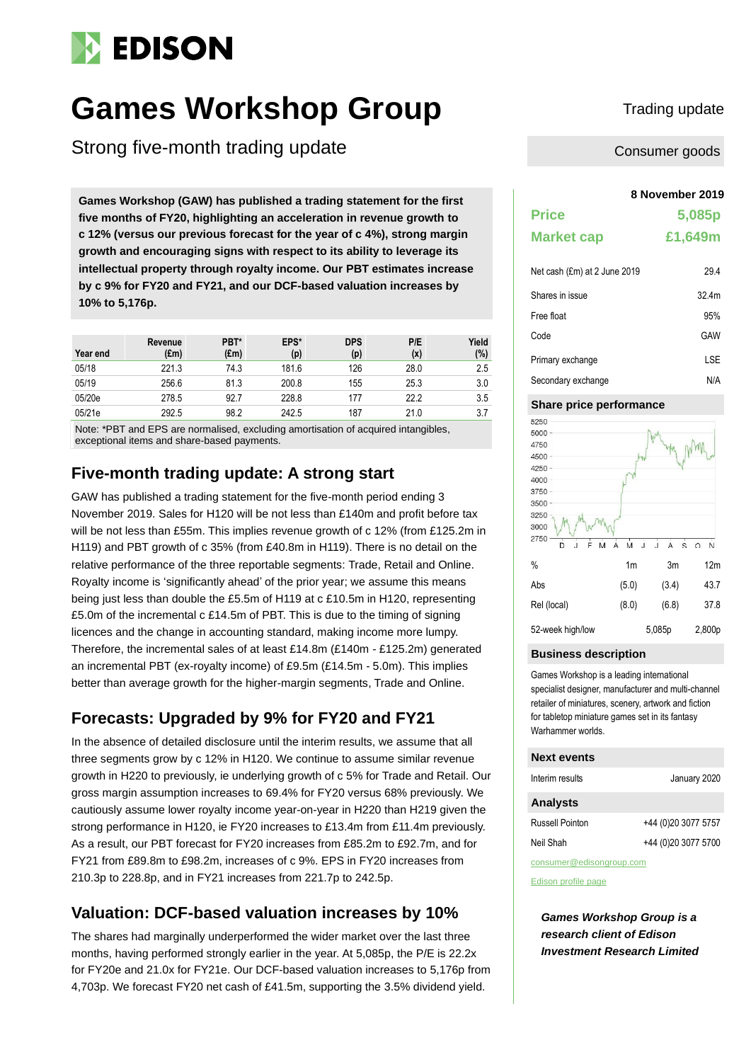# Games Workshop Group

## Strong five-month trading update

Trading update

Consumer goods

**Games Workshop (GAW) has published a trading statement for the first five months of FY20, highlighting an acceleration in revenue growth to c 12% (versus our previous forecast for the year of c 4%), strong margin growth and encouraging signs with respect to its ability to leverage its intellectual property through royalty income. Our PBT estimates increase by c 9% for FY20 and FY21, and our DCF-based valuation increases by 10% to 5,176p.**

| Year end | Revenue (£m) | PBT* (£m) | EPS* (p) | DPS (p) | P/E (x) | Yield (%) |
|---|---|---|---|---|---|---|
| 05/18 | 221.3 | 74.3 | 181.6 | 126 | 28.0 | 2.5 |
| 05/19 | 256.6 | 81.3 | 200.8 | 155 | 25.3 | 3.0 |
| 05/20e | 278.5 | 92.7 | 228.8 | 177 | 22.2 | 3.5 |
| 05/21e | 292.5 | 98.2 | 242.5 | 187 | 21.0 | 3.7 |

Note: *PBT and EPS are normalised, excluding amortisation of acquired intangibles, exceptional items and share-based payments.

## Five-month trading update: A strong start

GAW has published a trading statement for the five-month period ending 3 November 2019. Sales for H120 will be not less than £140m and profit before tax will be not less than £55m. This implies revenue growth of c 12% (from £125.2m in H119) and PBT growth of c 35% (from £40.8m in H119). There is no detail on the relative performance of the three reportable segments: Trade, Retail and Online. Royalty income is 'significantly ahead' of the prior year; we assume this means being just less than double the £5.5m of H119 at c £10.5m in H120, representing £5.0m of the incremental c £14.5m of PBT. This is due to the timing of signing licences and the change in accounting standard, making income more lumpy. Therefore, the incremental sales of at least £14.8m (£140m - £125.2m) generated an incremental PBT (ex-royalty income) of £9.5m (£14.5m - 5.0m). This implies better than average growth for the higher-margin segments, Trade and Online.

## Forecasts: Upgraded by 9% for FY20 and FY21

In the absence of detailed disclosure until the interim results, we assume that all three segments grow by c 12% in H120. We continue to assume similar revenue growth in H220 to previously, ie underlying growth of c 5% for Trade and Retail. Our gross margin assumption increases to 69.4% for FY20 versus 68% previously. We cautiously assume lower royalty income year-on-year in H220 than H219 given the strong performance in H120, ie FY20 increases to £13.4m from £11.4m previously. As a result, our PBT forecast for FY20 increases from £85.2m to £92.7m, and for FY21 from £89.8m to £98.2m, increases of c 9%. EPS in FY20 increases from 210.3p to 228.8p, and in FY21 increases from 221.7p to 242.5p.

## Valuation: DCF-based valuation increases by 10%

The shares had marginally underperformed the wider market over the last three months, having performed strongly earlier in the year. At 5,085p, the P/E is 22.2x for FY20e and 21.0x for FY21e. Our DCF-based valuation increases to 5,176p from 4,703p. We forecast FY20 net cash of £41.5m, supporting the 3.5% dividend yield.

**8 November 2019**

| | |
|---|---|
| **Price** | **5,085p** |
| **Market cap** | **£1,649m** |

| | |
|---|---|
| Net cash (£m) at 2 June 2019 | 29.4 |
| Shares in issue | 32.4m |
| Free float | 95% |
| Code | GAW |
| Primary exchange | LSE |
| Secondary exchange | N/A |

### Share price performance

| % | 1m | 3m | 12m |
|---|---|---|---|
| Abs | (5.0) | (3.4) | 43.7 |
| Rel (local) | (8.0) | (6.8) | 37.8 |
| 52-week high/low | | 5,085p | 2,800p |

### Business description

Games Workshop is a leading international specialist designer, manufacturer and multi-channel retailer of miniatures, scenery, artwork and fiction for tabletop miniature games set in its fantasy Warhammer worlds.

### Next events

| | |
|---|---|
| Interim results | January 2020 |

### Analysts

| | |
|---|---|
| Russell Pointon | +44 (0)20 3077 5757 |
| Neil Shah | +44 (0)20 3077 5700 |

consumer@edisongroup.com

Edison profile page

***Games Workshop Group is a research client of Edison Investment Research Limited***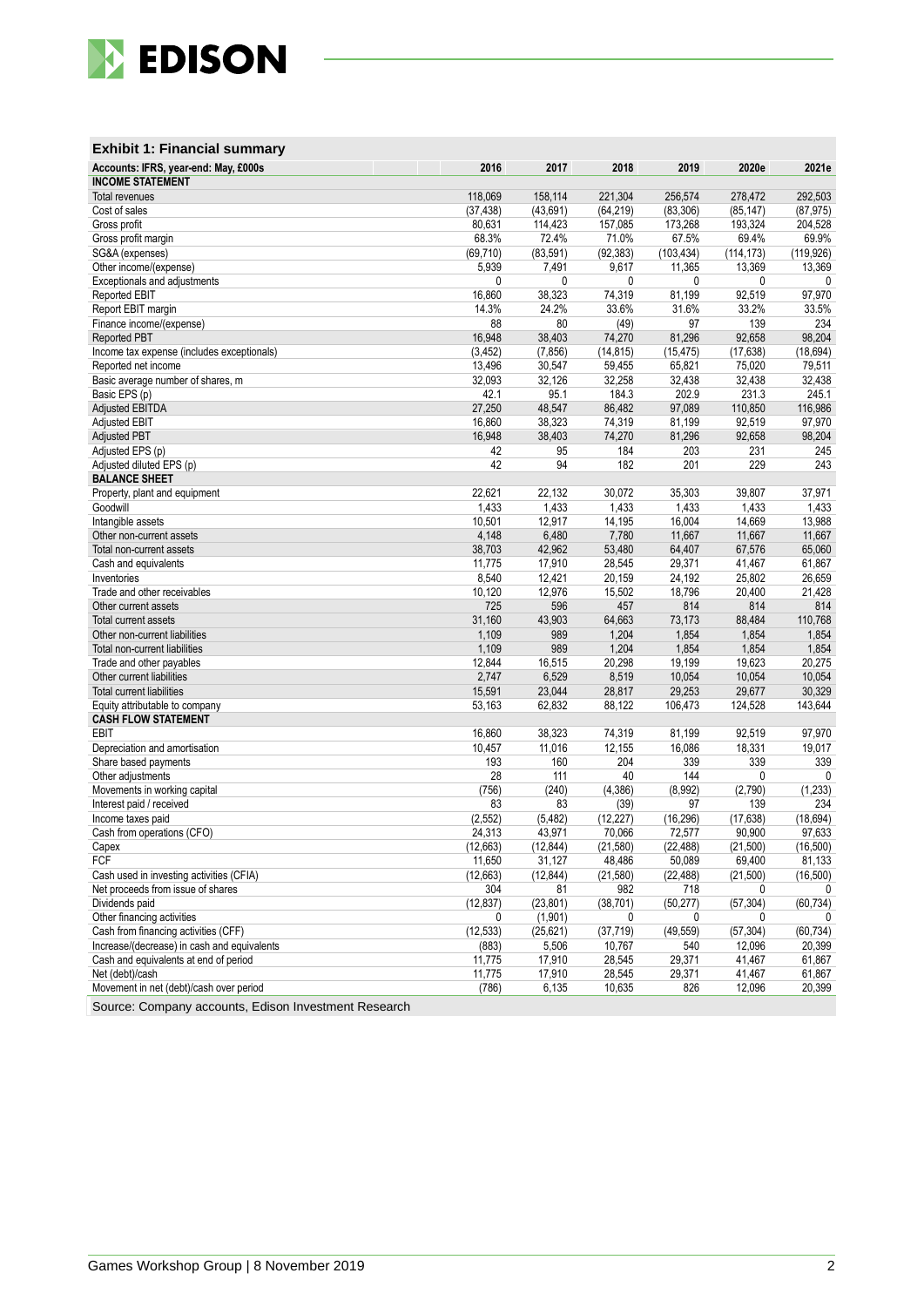### Exhibit 1: Financial summary

| Accounts: IFRS, year-end: May, £000s | 2016 | 2017 | 2018 | 2019 | 2020e | 2021e |
|---|---|---|---|---|---|---|
| **INCOME STATEMENT** | | | | | | |
| Total revenues | 118,069 | 158,114 | 221,304 | 256,574 | 278,472 | 292,503 |
| Cost of sales | (37,438) | (43,691) | (64,219) | (83,306) | (85,147) | (87,975) |
| Gross profit | 80,631 | 114,423 | 157,085 | 173,268 | 193,324 | 204,528 |
| Gross profit margin | 68.3% | 72.4% | 71.0% | 67.5% | 69.4% | 69.9% |
| SG&A (expenses) | (69,710) | (83,591) | (92,383) | (103,434) | (114,173) | (119,926) |
| Other income/(expense) | 5,939 | 7,491 | 9,617 | 11,365 | 13,369 | 13,369 |
| Exceptionals and adjustments | 0 | 0 | 0 | 0 | 0 | 0 |
| Reported EBIT | 16,860 | 38,323 | 74,319 | 81,199 | 92,519 | 97,970 |
| Report EBIT margin | 14.3% | 24.2% | 33.6% | 31.6% | 33.2% | 33.5% |
| Finance income/(expense) | 88 | 80 | (49) | 97 | 139 | 234 |
| Reported PBT | 16,948 | 38,403 | 74,270 | 81,296 | 92,658 | 98,204 |
| Income tax expense (includes exceptionals) | (3,452) | (7,856) | (14,815) | (15,475) | (17,638) | (18,694) |
| Reported net income | 13,496 | 30,547 | 59,455 | 65,821 | 75,020 | 79,511 |
| Basic average number of shares, m | 32,093 | 32,126 | 32,258 | 32,438 | 32,438 | 32,438 |
| Basic EPS (p) | 42.1 | 95.1 | 184.3 | 202.9 | 231.3 | 245.1 |
| Adjusted EBITDA | 27,250 | 48,547 | 86,482 | 97,089 | 110,850 | 116,986 |
| Adjusted EBIT | 16,860 | 38,323 | 74,319 | 81,199 | 92,519 | 97,970 |
| Adjusted PBT | 16,948 | 38,403 | 74,270 | 81,296 | 92,658 | 98,204 |
| Adjusted EPS (p) | 42 | 95 | 184 | 203 | 231 | 245 |
| Adjusted diluted EPS (p) | 42 | 94 | 182 | 201 | 229 | 243 |
| **BALANCE SHEET** | | | | | | |
| Property, plant and equipment | 22,621 | 22,132 | 30,072 | 35,303 | 39,807 | 37,971 |
| Goodwill | 1,433 | 1,433 | 1,433 | 1,433 | 1,433 | 1,433 |
| Intangible assets | 10,501 | 12,917 | 14,195 | 16,004 | 14,669 | 13,988 |
| Other non-current assets | 4,148 | 6,480 | 7,780 | 11,667 | 11,667 | 11,667 |
| Total non-current assets | 38,703 | 42,962 | 53,480 | 64,407 | 67,576 | 65,060 |
| Cash and equivalents | 11,775 | 17,910 | 28,545 | 29,371 | 41,467 | 61,867 |
| Inventories | 8,540 | 12,421 | 20,159 | 24,192 | 25,802 | 26,659 |
| Trade and other receivables | 10,120 | 12,976 | 15,502 | 18,796 | 20,400 | 21,428 |
| Other current assets | 725 | 596 | 457 | 814 | 814 | 814 |
| Total current assets | 31,160 | 43,903 | 64,663 | 73,173 | 88,484 | 110,768 |
| Other non-current liabilities | 1,109 | 989 | 1,204 | 1,854 | 1,854 | 1,854 |
| Total non-current liabilities | 1,109 | 989 | 1,204 | 1,854 | 1,854 | 1,854 |
| Trade and other payables | 12,844 | 16,515 | 20,298 | 19,199 | 19,623 | 20,275 |
| Other current liabilities | 2,747 | 6,529 | 8,519 | 10,054 | 10,054 | 10,054 |
| Total current liabilities | 15,591 | 23,044 | 28,817 | 29,253 | 29,677 | 30,329 |
| Equity attributable to company | 53,163 | 62,832 | 88,122 | 106,473 | 124,528 | 143,644 |
| **CASH FLOW STATEMENT** | | | | | | |
| EBIT | 16,860 | 38,323 | 74,319 | 81,199 | 92,519 | 97,970 |
| Depreciation and amortisation | 10,457 | 11,016 | 12,155 | 16,086 | 18,331 | 19,017 |
| Share based payments | 193 | 160 | 204 | 339 | 339 | 339 |
| Other adjustments | 28 | 111 | 40 | 144 | 0 | 0 |
| Movements in working capital | (756) | (240) | (4,386) | (8,992) | (2,790) | (1,233) |
| Interest paid / received | 83 | 83 | (39) | 97 | 139 | 234 |
| Income taxes paid | (2,552) | (5,482) | (12,227) | (16,296) | (17,638) | (18,694) |
| Cash from operations (CFO) | 24,313 | 43,971 | 70,066 | 72,577 | 90,900 | 97,633 |
| Capex | (12,663) | (12,844) | (21,580) | (22,488) | (21,500) | (16,500) |
| FCF | 11,650 | 31,127 | 48,486 | 50,089 | 69,400 | 81,133 |
| Cash used in investing activities (CFIA) | (12,663) | (12,844) | (21,580) | (22,488) | (21,500) | (16,500) |
| Net proceeds from issue of shares | 304 | 81 | 982 | 718 | 0 | 0 |
| Dividends paid | (12,837) | (23,801) | (38,701) | (50,277) | (57,304) | (60,734) |
| Other financing activities | 0 | (1,901) | 0 | 0 | 0 | 0 |
| Cash from financing activities (CFF) | (12,533) | (25,621) | (37,719) | (49,559) | (57,304) | (60,734) |
| Increase/(decrease) in cash and equivalents | (883) | 5,506 | 10,767 | 540 | 12,096 | 20,399 |
| Cash and equivalents at end of period | 11,775 | 17,910 | 28,545 | 29,371 | 41,467 | 61,867 |
| Net (debt)/cash | 11,775 | 17,910 | 28,545 | 29,371 | 41,467 | 61,867 |
| Movement in net (debt)/cash over period | (786) | 6,135 | 10,635 | 826 | 12,096 | 20,399 |

Source: Company accounts, Edison Investment Research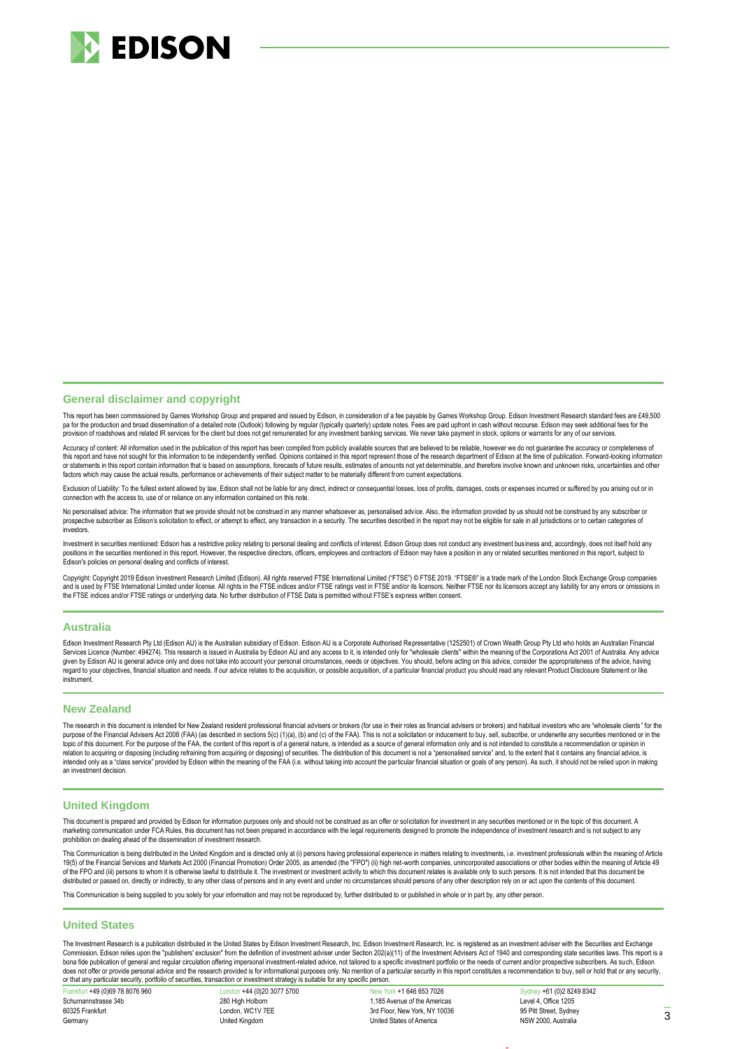## General disclaimer and copyright

This report has been commissioned by Games Workshop Group and prepared and issued by Edison, in consideration of a fee payable by Games Workshop Group. Edison Investment Research standard fees are £49,500 pa for the production and broad dissemination of a detailed note (Outlook) following by regular (typically quarterly) update notes. Fees are paid upfront in cash without recourse. Edison may seek additional fees for the provision of roadshows and related IR services for the client but does not get remunerated for any investment banking services. We never take payment in stock, options or warrants for any of our services.

Accuracy of content: All information used in the publication of this report has been compiled from publicly available sources that are believed to be reliable, however we do not guarantee the accuracy or completeness of this report and have not sought for this information to be independently verified. Opinions contained in this report represent those of the research department of Edison at the time of publication. Forward-looking information or statements in this report contain information that is based on assumptions, forecasts of future results, estimates of amounts not yet determinable, and therefore involve known and unknown risks, uncertainties and other factors which may cause the actual results, performance or achievements of their subject matter to be materially different from current expectations.

Exclusion of Liability: To the fullest extent allowed by law, Edison shall not be liable for any direct, indirect or consequential losses, loss of profits, damages, costs or expenses incurred or suffered by you arising out or in connection with the access to, use of or reliance on any information contained on this note.

No personalised advice: The information that we provide should not be construed in any manner whatsoever as, personalised advice. Also, the information provided by us should not be construed by any subscriber or prospective subscriber as Edison's solicitation to effect, or attempt to effect, any transaction in a security. The securities described in the report may not be eligible for sale in all jurisdictions or to certain categories of investors.

Investment in securities mentioned: Edison has a restrictive policy relating to personal dealing and conflicts of interest. Edison Group does not conduct any investment business and, accordingly, does not itself hold any positions in the securities mentioned in this report. However, the respective directors, officers, employees and contractors of Edison may have a position in any or related securities mentioned in this report, subject to Edison's policies on personal dealing and conflicts of interest.

Copyright: Copyright 2019 Edison Investment Research Limited (Edison). All rights reserved FTSE International Limited ("FTSE") © FTSE 2019. "FTSE®" is a trade mark of the London Stock Exchange Group companies and is used by FTSE International Limited under license. All rights in the FTSE indices and/or FTSE ratings vest in FTSE and/or its licensors. Neither FTSE nor its licensors accept any liability for any errors or omissions in the FTSE indices and/or FTSE ratings or underlying data. No further distribution of FTSE Data is permitted without FTSE's express written consent.

## Australia

Edison Investment Research Pty Ltd (Edison AU) is the Australian subsidiary of Edison. Edison AU is a Corporate Authorised Representative (1252501) of Crown Wealth Group Pty Ltd who holds an Australian Financial Services Licence (Number: 494274). This research is issued in Australia by Edison AU and any access to it, is intended only for "wholesale clients" within the meaning of the Corporations Act 2001 of Australia. Any advice given by Edison AU is general advice only and does not take into account your personal circumstances, needs or objectives. You should, before acting on this advice, consider the appropriateness of the advice, having regard to your objectives, financial situation and needs. If our advice relates to the acquisition, or possible acquisition, of a particular financial product you should read any relevant Product Disclosure Statement or like instrument.

## New Zealand

The research in this document is intended for New Zealand resident professional financial advisers or brokers (for use in their roles as financial advisers or brokers) and habitual investors who are "wholesale clients" for the purpose of the Financial Advisers Act 2008 (FAA) (as described in sections 5(c) (1)(a), (b) and (c) of the FAA). This is not a solicitation or inducement to buy, sell, subscribe, or underwrite any securities mentioned or in the topic of this document. For the purpose of the FAA, the content of this report is of a general nature, is intended as a source of general information only and is not intended to constitute a recommendation or opinion in relation to acquiring or disposing (including refraining from acquiring or disposing) of securities. The distribution of this document is not a "personalised service" and, to the extent that it contains any financial advice, is intended only as a "class service" provided by Edison within the meaning of the FAA (i.e. without taking into account the particular financial situation or goals of any person). As such, it should not be relied upon in making an investment decision.

## United Kingdom

This document is prepared and provided by Edison for information purposes only and should not be construed as an offer or solicitation for investment in any securities mentioned or in the topic of this document. A marketing communication under FCA Rules, this document has not been prepared in accordance with the legal requirements designed to promote the independence of investment research and is not subject to any prohibition on dealing ahead of the dissemination of investment research.

This Communication is being distributed in the United Kingdom and is directed only at (i) persons having professional experience in matters relating to investments, i.e. investment professionals within the meaning of Article 19(5) of the Financial Services and Markets Act 2000 (Financial Promotion) Order 2005, as amended (the "FPO") (ii) high net-worth companies, unincorporated associations or other bodies within the meaning of Article 49 of the FPO and (iii) persons to whom it is otherwise lawful to distribute it. The investment or investment activity to which this document relates is available only to such persons. It is not intended that this document be distributed or passed on, directly or indirectly, to any other class of persons and in any event and under no circumstances should persons of any other description rely on or act upon the contents of this document.

This Communication is being supplied to you solely for your information and may not be reproduced by, further distributed to or published in whole or in part by, any other person.

## United States

The Investment Research is a publication distributed in the United States by Edison Investment Research, Inc. Edison Investment Research, Inc. is registered as an investment adviser with the Securities and Exchange Commission. Edison relies upon the "publishers' exclusion" from the definition of investment adviser under Section 202(a)(11) of the Investment Advisers Act of 1940 and corresponding state securities laws. This report is a bona fide publication of general and regular circulation offering impersonal investment-related advice, not tailored to a specific investment portfolio or the needs of current and/or prospective subscribers. As such, Edison does not offer or provide personal advice and the research provided is for informational purposes only. No mention of a particular security in this report constitutes a recommendation to buy, sell or hold that or any security, or that any particular security, portfolio of securities, transaction or investment strategy is suitable for any specific person.

Frankfurt +49 (0)69 78 8076 960
Schumannstrasse 34b
60325 Frankfurt
Germany

London +44 (0)20 3077 5700
280 High Holborn
London, WC1V 7EE
United Kingdom

New York +1 646 653 7026
1,185 Avenue of the Americas
3rd Floor, New York, NY 10036
United States of America

Sydney +61 (0)2 8249 8342
Level 4, Office 1205
95 Pitt Street, Sydney
NSW 2000, Australia